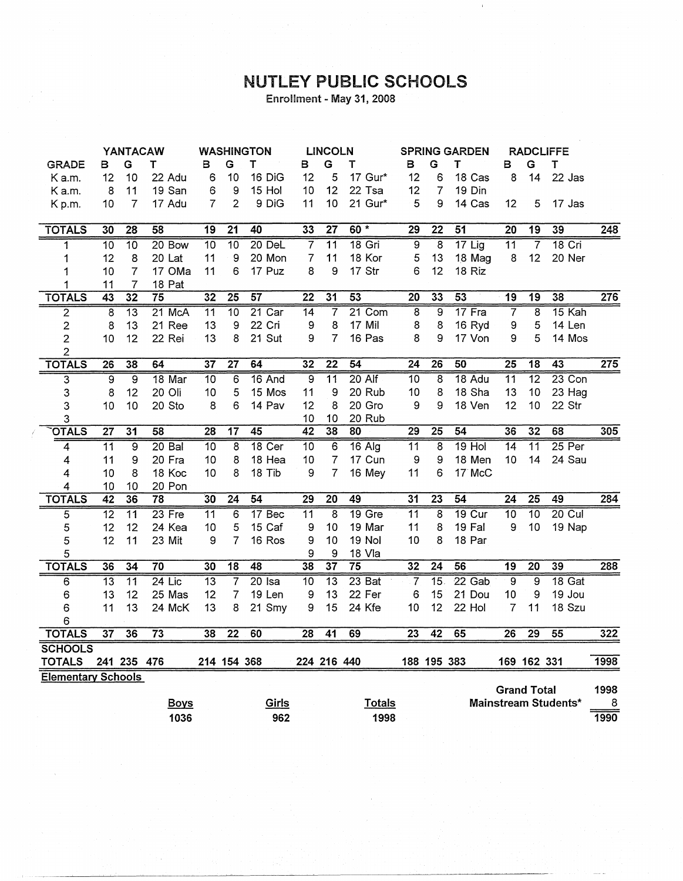# NUTLEY PUBLIC SCHOOLS

Enrollment - May 31, 2008

| GRADE | YANTACAW B | G | T | | WASHINGTON B | G | T | | LINCOLN B | G | T | | SPRING GARDEN B | G | T | | RADCLIFFE B | G | T | | |
|---|---|---|---|---|---|---|---|---|---|---|---|---|---|---|---|---|---|---|---|---|---|
| K a.m. | 12 | 10 | 22 | Adu | 6 | 10 | 16 | DiG | 12 | 5 | 17 | Gur* | 12 | 6 | 18 | Cas | 8 | 14 | 22 | Jas | |
| K a.m. | 8 | 11 | 19 | San | 6 | 9 | 15 | Hol | 10 | 12 | 22 | Tsa | 12 | 7 | 19 | Din | | | | | |
| K p.m. | 10 | 7 | 17 | Adu | 7 | 2 | 9 | DiG | 11 | 10 | 21 | Gur* | 5 | 9 | 14 | Cas | 12 | 5 | 17 | Jas | |
| **TOTALS** | 30 | 28 | 58 | | 19 | 21 | 40 | | 33 | 27 | 60 * | | 29 | 22 | 51 | | 20 | 19 | 39 | | 248 |
| 1 | 10 | 10 | 20 | Bow | 10 | 10 | 20 | DeL | 7 | 11 | 18 | Gri | 9 | 8 | 17 | Lig | 11 | 7 | 18 | Cri | |
| 1 | 12 | 8 | 20 | Lat | 11 | 9 | 20 | Mon | 7 | 11 | 18 | Kor | 5 | 13 | 18 | Mag | 8 | 12 | 20 | Ner | |
| 1 | 10 | 7 | 17 | OMa | 11 | 6 | 17 | Puz | 8 | 9 | 17 | Str | 6 | 12 | 18 | Riz | | | | | |
| 1 | 11 | 7 | 18 | Pat | | | | | | | | | | | | | | | | | |
| **TOTALS** | 43 | 32 | 75 | | 32 | 25 | 57 | | 22 | 31 | 53 | | 20 | 33 | 53 | | 19 | 19 | 38 | | 276 |
| 2 | 8 | 13 | 21 | McA | 11 | 10 | 21 | Car | 14 | 7 | 21 | Com | 8 | 9 | 17 | Fra | 7 | 8 | 15 | Kah | |
| 2 | 8 | 13 | 21 | Ree | 13 | 9 | 22 | Cri | 9 | 8 | 17 | Mil | 8 | 8 | 16 | Ryd | 9 | 5 | 14 | Len | |
| 2 | 10 | 12 | 22 | Rei | 13 | 8 | 21 | Sut | 9 | 7 | 16 | Pas | 8 | 9 | 17 | Von | 9 | 5 | 14 | Mos | |
| 2 | | | | | | | | | | | | | | | | | | | | | |
| **TOTALS** | 26 | 38 | 64 | | 37 | 27 | 64 | | 32 | 22 | 54 | | 24 | 26 | 50 | | 25 | 18 | 43 | | 275 |
| 3 | 9 | 9 | 18 | Mar | 10 | 6 | 16 | And | 9 | 11 | 20 | Alf | 10 | 8 | 18 | Adu | 11 | 12 | 23 | Con | |
| 3 | 8 | 12 | 20 | Oli | 10 | 5 | 15 | Mos | 11 | 9 | 20 | Rub | 10 | 8 | 18 | Sha | 13 | 10 | 23 | Hag | |
| 3 | 10 | 10 | 20 | Sto | 8 | 6 | 14 | Pav | 12 | 8 | 20 | Gro | 9 | 9 | 18 | Ven | 12 | 10 | 22 | Str | |
| 3 | | | | | | | | | 10 | 10 | 20 | Rub | | | | | | | | | |
| **OTALS** | 27 | 31 | 58 | | 28 | 17 | 45 | | 42 | 38 | 80 | | 29 | 25 | 54 | | 36 | 32 | 68 | | 305 |
| 4 | 11 | 9 | 20 | Bal | 10 | 8 | 18 | Cer | 10 | 6 | 16 | Alg | 11 | 8 | 19 | Hol | 14 | 11 | 25 | Per | |
| 4 | 11 | 9 | 20 | Fra | 10 | 8 | 18 | Hea | 10 | 7 | 17 | Cun | 9 | 9 | 18 | Men | 10 | 14 | 24 | Sau | |
| 4 | 10 | 8 | 18 | Koc | 10 | 8 | 18 | Tib | 9 | 7 | 16 | Mey | 11 | 6 | 17 | McC | | | | | |
| 4 | 10 | 10 | 20 | Pon | | | | | | | | | | | | | | | | | |
| **TOTALS** | 42 | 36 | 78 | | 30 | 24 | 54 | | 29 | 20 | 49 | | 31 | 23 | 54 | | 24 | 25 | 49 | | 284 |
| 5 | 12 | 11 | 23 | Fre | 11 | 6 | 17 | Bec | 11 | 8 | 19 | Gre | 11 | 8 | 19 | Cur | 10 | 10 | 20 | Cul | |
| 5 | 12 | 12 | 24 | Kea | 10 | 5 | 15 | Caf | 9 | 10 | 19 | Mar | 11 | 8 | 19 | Fal | 9 | 10 | 19 | Nap | |
| 5 | 12 | 11 | 23 | Mit | 9 | 7 | 16 | Ros | 9 | 10 | 19 | Nol | 10 | 8 | 18 | Par | | | | | |
| 5 | | | | | | | | | 9 | 9 | 18 | Vla | | | | | | | | | |
| **TOTALS** | 36 | 34 | 70 | | 30 | 18 | 48 | | 38 | 37 | 75 | | 32 | 24 | 56 | | 19 | 20 | 39 | | 288 |
| 6 | 13 | 11 | 24 | Lic | 13 | 7 | 20 | Isa | 10 | 13 | 23 | Bat | 7 | 15 | 22 | Gab | 9 | 9 | 18 | Gat | |
| 6 | 13 | 12 | 25 | Mas | 12 | 7 | 19 | Len | 9 | 13 | 22 | Fer | 6 | 15 | 21 | Dou | 10 | 9 | 19 | Jou | |
| 6 | 11 | 13 | 24 | McK | 13 | 8 | 21 | Smy | 9 | 15 | 24 | Kfe | 10 | 12 | 22 | Hol | 7 | 11 | 18 | Szu | |
| 6 | | | | | | | | | | | | | | | | | | | | | |
| **TOTALS** | 37 | 36 | 73 | | 38 | 22 | 60 | | 28 | 41 | 69 | | 23 | 42 | 65 | | 26 | 29 | 55 | | 322 |
| **SCHOOLS TOTALS** | 241 | 235 | 476 | | 214 | 154 | 368 | | 224 | 216 | 440 | | 188 | 195 | 383 | | 169 | 162 | 331 | | 1998 |

**Elementary Schools**

| Boys | Girls | Totals |
|---|---|---|
| 1036 | 962 | 1998 |

| | |
|---|---|
| Grand Total | 1998 |
| Mainstream Students* | 8 |
| | 1990 |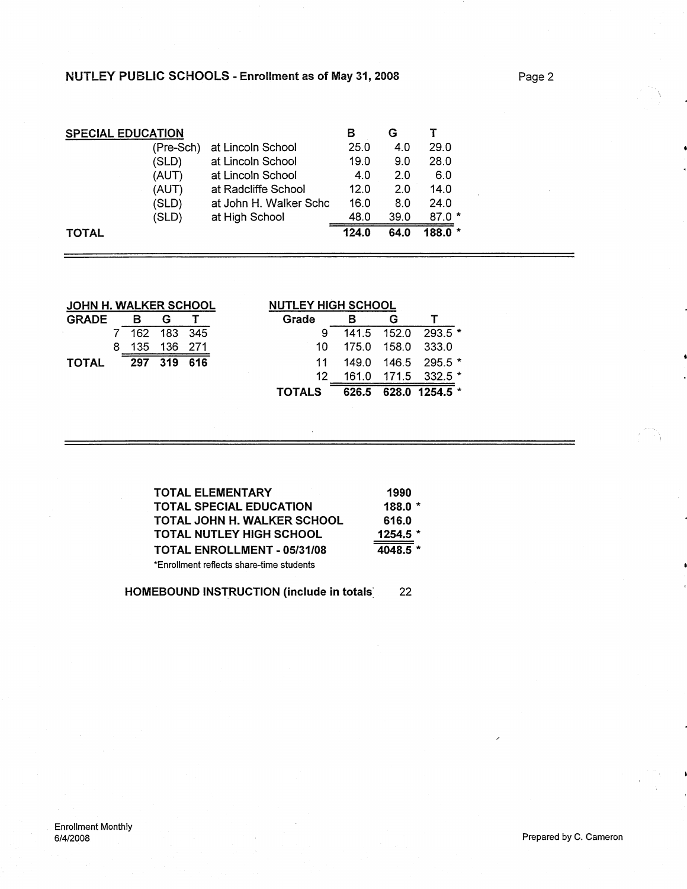## NUTLEY PUBLIC SCHOOLS - Enrollment as of May 31, 2008

| SPECIAL EDUCATION | | | B | G | T |
|---|---|---|---|---|---|
| | (Pre-Sch) | at Lincoln School | 25.0 | 4.0 | 29.0 |
| | (SLD) | at Lincoln School | 19.0 | 9.0 | 28.0 |
| | (AUT) | at Lincoln School | 4.0 | 2.0 | 6.0 |
| | (AUT) | at Radcliffe School | 12.0 | 2.0 | 14.0 |
| | (SLD) | at John H. Walker Schc | 16.0 | 8.0 | 24.0 |
| | (SLD) | at High School | 48.0 | 39.0 | 87.0 * |
| **TOTAL** | | | **124.0** | **64.0** | **188.0 *** |

**JOHN H. WALKER SCHOOL**

| GRADE | B | G | T |
|---|---|---|---|
| 7 | 162 | 183 | 345 |
| 8 | 135 | 136 | 271 |
| **TOTAL** | **297** | **319** | **616** |

**NUTLEY HIGH SCHOOL**

| Grade | B | G | T |
|---|---|---|---|
| 9 | 141.5 | 152.0 | 293.5 * |
| 10 | 175.0 | 158.0 | 333.0 |
| 11 | 149.0 | 146.5 | 295.5 * |
| 12 | 161.0 | 171.5 | 332.5 * |
| **TOTALS** | **626.5** | **628.0** | **1254.5 *** |

| | |
|---|---|
| **TOTAL ELEMENTARY** | **1990** |
| **TOTAL SPECIAL EDUCATION** | **188.0 *** |
| **TOTAL JOHN H. WALKER SCHOOL** | **616.0** |
| **TOTAL NUTLEY HIGH SCHOOL** | **1254.5 *** |
| **TOTAL ENROLLMENT - 05/31/08** | **4048.5 *** |

*Enrollment reflects share-time students

**HOMEBOUND INSTRUCTION (include in totals** 22

Enrollment Monthly
6/4/2008

Prepared by C. Cameron